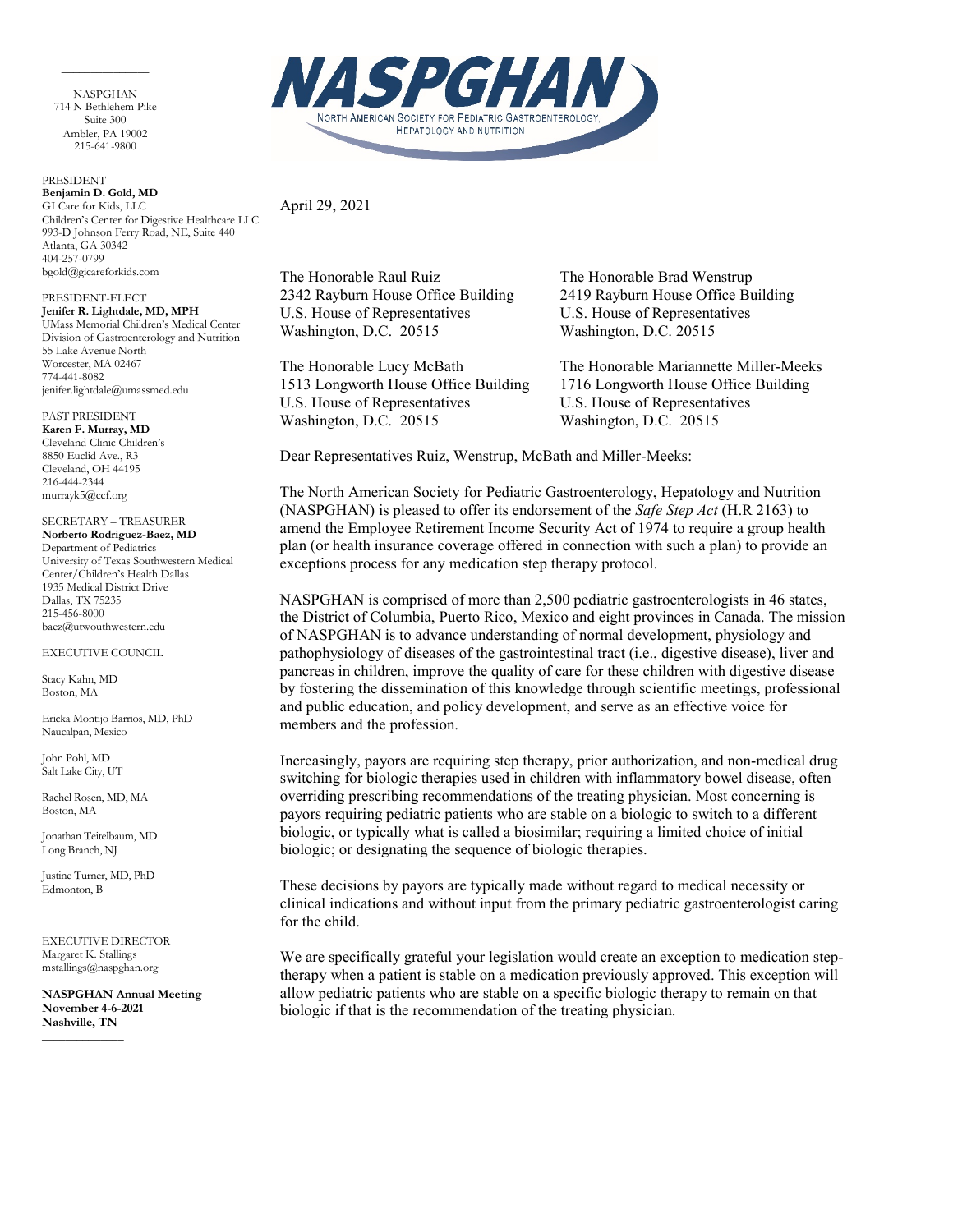NASPGHAN
714 N Bethlehem Pike
Suite 300
Ambler, PA 19002
215-641-9800

PRESIDENT
**Benjamin D. Gold, MD**
GI Care for Kids, LLC
Children's Center for Digestive Healthcare LLC
993-D Johnson Ferry Road, NE, Suite 440
Atlanta, GA 30342
404-257-0799
bgold@gicareforkids.com

PRESIDENT-ELECT
**Jenifer R. Lightdale, MD, MPH**
UMass Memorial Children's Medical Center
Division of Gastroenterology and Nutrition
55 Lake Avenue North
Worcester, MA 02467
774-441-8082
jenifer.lightdale@umassmed.edu

PAST PRESIDENT
**Karen F. Murray, MD**
Cleveland Clinic Children's
8850 Euclid Ave., R3
Cleveland, OH 44195
216-444-2344
murrayk5@ccf.org

SECRETARY – TREASURER
**Norberto Rodriguez-Baez, MD**
Department of Pediatrics
University of Texas Southwestern Medical Center/Children's Health Dallas
1935 Medical District Drive
Dallas, TX 75235
215-456-8000
baez@utwouthwestern.edu

EXECUTIVE COUNCIL

Stacy Kahn, MD
Boston, MA

Ericka Montijo Barrios, MD, PhD
Naucalpan, Mexico

John Pohl, MD
Salt Lake City, UT

Rachel Rosen, MD, MA
Boston, MA

Jonathan Teitelbaum, MD
Long Branch, NJ

Justine Turner, MD, PhD
Edmonton, B

EXECUTIVE DIRECTOR
Margaret K. Stallings
mstallings@naspghan.org

**NASPGHAN Annual Meeting**
**November 4-6-2021**
**Nashville, TN**

# NASPGHAN

NORTH AMERICAN SOCIETY FOR PEDIATRIC GASTROENTEROLOGY, HEPATOLOGY AND NUTRITION

April 29, 2021

The Honorable Raul Ruiz
2342 Rayburn House Office Building
U.S. House of Representatives
Washington, D.C. 20515

The Honorable Brad Wenstrup
2419 Rayburn House Office Building
U.S. House of Representatives
Washington, D.C. 20515

The Honorable Lucy McBath
1513 Longworth House Office Building
U.S. House of Representatives
Washington, D.C. 20515

The Honorable Mariannette Miller-Meeks
1716 Longworth House Office Building
U.S. House of Representatives
Washington, D.C. 20515

Dear Representatives Ruiz, Wenstrup, McBath and Miller-Meeks:

The North American Society for Pediatric Gastroenterology, Hepatology and Nutrition (NASPGHAN) is pleased to offer its endorsement of the *Safe Step Act* (H.R 2163) to amend the Employee Retirement Income Security Act of 1974 to require a group health plan (or health insurance coverage offered in connection with such a plan) to provide an exceptions process for any medication step therapy protocol.

NASPGHAN is comprised of more than 2,500 pediatric gastroenterologists in 46 states, the District of Columbia, Puerto Rico, Mexico and eight provinces in Canada. The mission of NASPGHAN is to advance understanding of normal development, physiology and pathophysiology of diseases of the gastrointestinal tract (i.e., digestive disease), liver and pancreas in children, improve the quality of care for these children with digestive disease by fostering the dissemination of this knowledge through scientific meetings, professional and public education, and policy development, and serve as an effective voice for members and the profession.

Increasingly, payors are requiring step therapy, prior authorization, and non-medical drug switching for biologic therapies used in children with inflammatory bowel disease, often overriding prescribing recommendations of the treating physician. Most concerning is payors requiring pediatric patients who are stable on a biologic to switch to a different biologic, or typically what is called a biosimilar; requiring a limited choice of initial biologic; or designating the sequence of biologic therapies.

These decisions by payors are typically made without regard to medical necessity or clinical indications and without input from the primary pediatric gastroenterologist caring for the child.

We are specifically grateful your legislation would create an exception to medication step-therapy when a patient is stable on a medication previously approved. This exception will allow pediatric patients who are stable on a specific biologic therapy to remain on that biologic if that is the recommendation of the treating physician.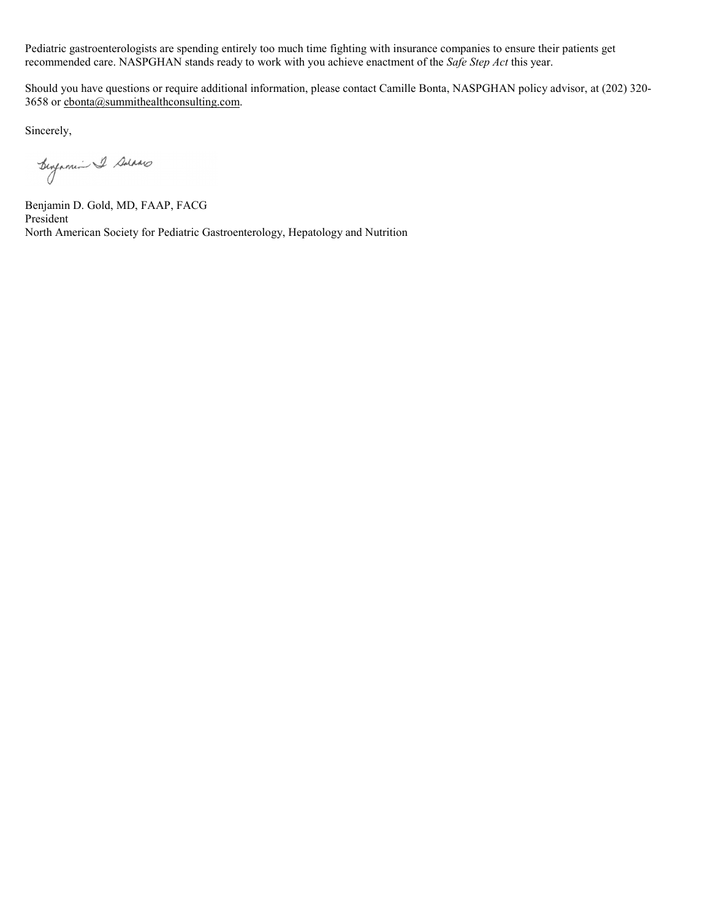Pediatric gastroenterologists are spending entirely too much time fighting with insurance companies to ensure their patients get recommended care. NASPGHAN stands ready to work with you achieve enactment of the *Safe Step Act* this year.

Should you have questions or require additional information, please contact Camille Bonta, NASPGHAN policy advisor, at (202) 320-3658 or cbonta@summithealthconsulting.com.

Sincerely,

Benjamin D. Gold, MD, FAAP, FACG  
President  
North American Society for Pediatric Gastroenterology, Hepatology and Nutrition